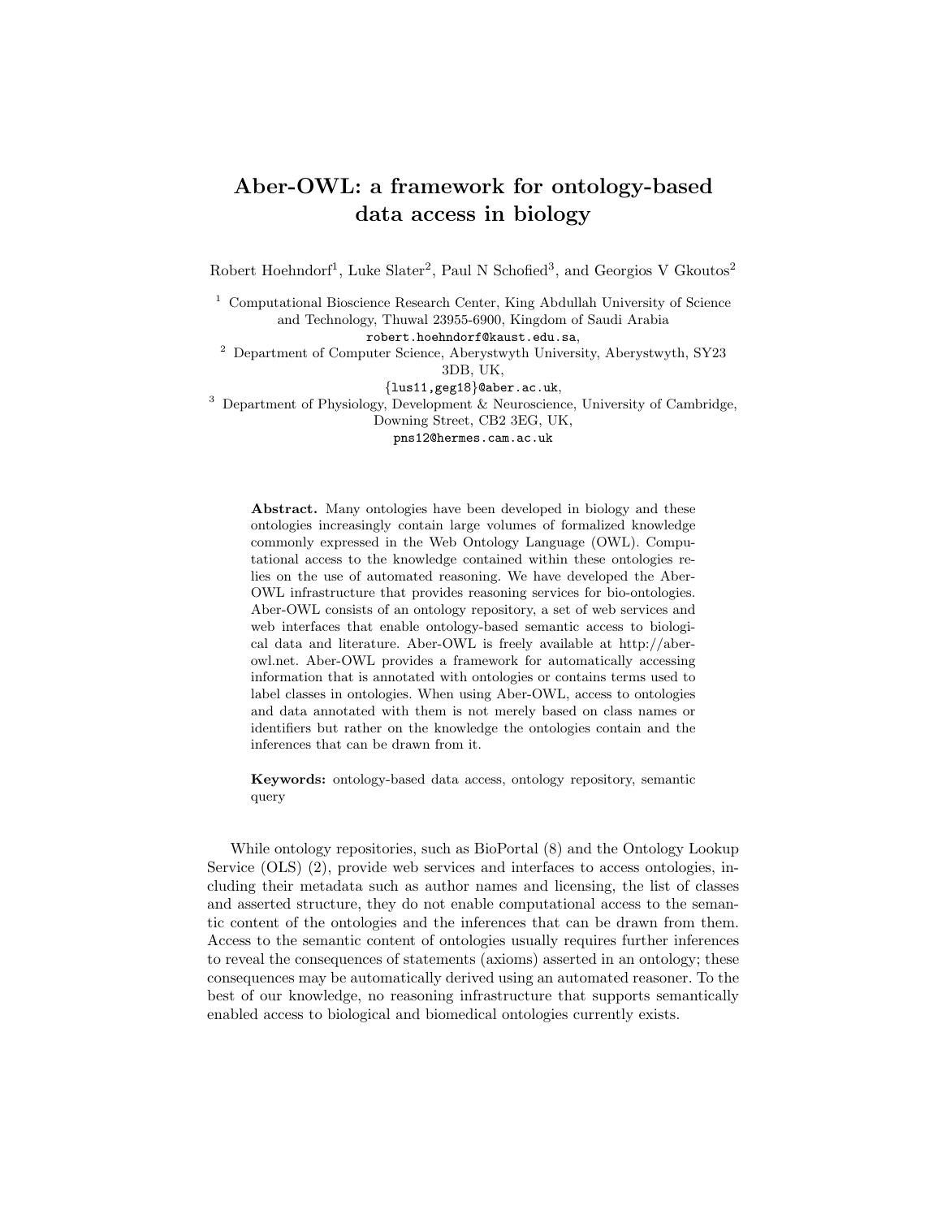# Aber-OWL: a framework for ontology-based data access in biology

Robert Hoehndorf[1], Luke Slater[2], Paul N Schofied[3], and Georgios V Gkoutos[2]

[1] Computational Bioscience Research Center, King Abdullah University of Science and Technology, Thuwal 23955-6900, Kingdom of Saudi Arabia
robert.hoehndorf@kaust.edu.sa,

[2] Department of Computer Science, Aberystwyth University, Aberystwyth, SY23 3DB, UK,
{lus11,geg18}@aber.ac.uk,

[3] Department of Physiology, Development & Neuroscience, University of Cambridge, Downing Street, CB2 3EG, UK,
pns12@hermes.cam.ac.uk

**Abstract.** Many ontologies have been developed in biology and these ontologies increasingly contain large volumes of formalized knowledge commonly expressed in the Web Ontology Language (OWL). Computational access to the knowledge contained within these ontologies relies on the use of automated reasoning. We have developed the Aber-OWL infrastructure that provides reasoning services for bio-ontologies. Aber-OWL consists of an ontology repository, a set of web services and web interfaces that enable ontology-based semantic access to biological data and literature. Aber-OWL is freely available at http://aber-owl.net. Aber-OWL provides a framework for automatically accessing information that is annotated with ontologies or contains terms used to label classes in ontologies. When using Aber-OWL, access to ontologies and data annotated with them is not merely based on class names or identifiers but rather on the knowledge the ontologies contain and the inferences that can be drawn from it.

**Keywords:** ontology-based data access, ontology repository, semantic query

While ontology repositories, such as BioPortal (8) and the Ontology Lookup Service (OLS) (2), provide web services and interfaces to access ontologies, including their metadata such as author names and licensing, the list of classes and asserted structure, they do not enable computational access to the semantic content of the ontologies and the inferences that can be drawn from them. Access to the semantic content of ontologies usually requires further inferences to reveal the consequences of statements (axioms) asserted in an ontology; these consequences may be automatically derived using an automated reasoner. To the best of our knowledge, no reasoning infrastructure that supports semantically enabled access to biological and biomedical ontologies currently exists.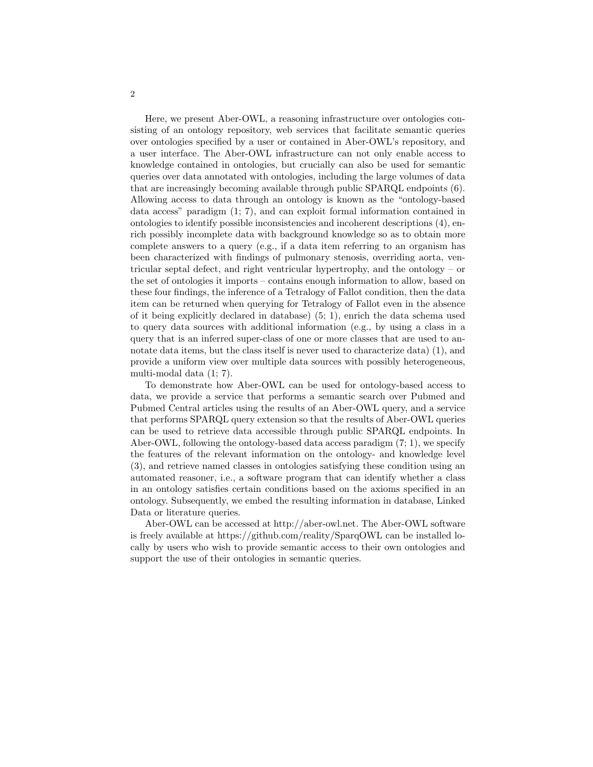Here, we present Aber-OWL, a reasoning infrastructure over ontologies consisting of an ontology repository, web services that facilitate semantic queries over ontologies specified by a user or contained in Aber-OWL's repository, and a user interface. The Aber-OWL infrastructure can not only enable access to knowledge contained in ontologies, but crucially can also be used for semantic queries over data annotated with ontologies, including the large volumes of data that are increasingly becoming available through public SPARQL endpoints (6). Allowing access to data through an ontology is known as the "ontology-based data access" paradigm (1; 7), and can exploit formal information contained in ontologies to identify possible inconsistencies and incoherent descriptions (4), enrich possibly incomplete data with background knowledge so as to obtain more complete answers to a query (e.g., if a data item referring to an organism has been characterized with findings of pulmonary stenosis, overriding aorta, ventricular septal defect, and right ventricular hypertrophy, and the ontology – or the set of ontologies it imports – contains enough information to allow, based on these four findings, the inference of a Tetralogy of Fallot condition, then the data item can be returned when querying for Tetralogy of Fallot even in the absence of it being explicitly declared in database) (5; 1), enrich the data schema used to query data sources with additional information (e.g., by using a class in a query that is an inferred super-class of one or more classes that are used to annotate data items, but the class itself is never used to characterize data) (1), and provide a uniform view over multiple data sources with possibly heterogeneous, multi-modal data (1; 7).

To demonstrate how Aber-OWL can be used for ontology-based access to data, we provide a service that performs a semantic search over Pubmed and Pubmed Central articles using the results of an Aber-OWL query, and a service that performs SPARQL query extension so that the results of Aber-OWL queries can be used to retrieve data accessible through public SPARQL endpoints. In Aber-OWL, following the ontology-based data access paradigm (7; 1), we specify the features of the relevant information on the ontology- and knowledge level (3), and retrieve named classes in ontologies satisfying these condition using an automated reasoner, i.e., a software program that can identify whether a class in an ontology satisfies certain conditions based on the axioms specified in an ontology. Subsequently, we embed the resulting information in database, Linked Data or literature queries.

Aber-OWL can be accessed at http://aber-owl.net. The Aber-OWL software is freely available at https://github.com/reality/SparqOWL can be installed locally by users who wish to provide semantic access to their own ontologies and support the use of their ontologies in semantic queries.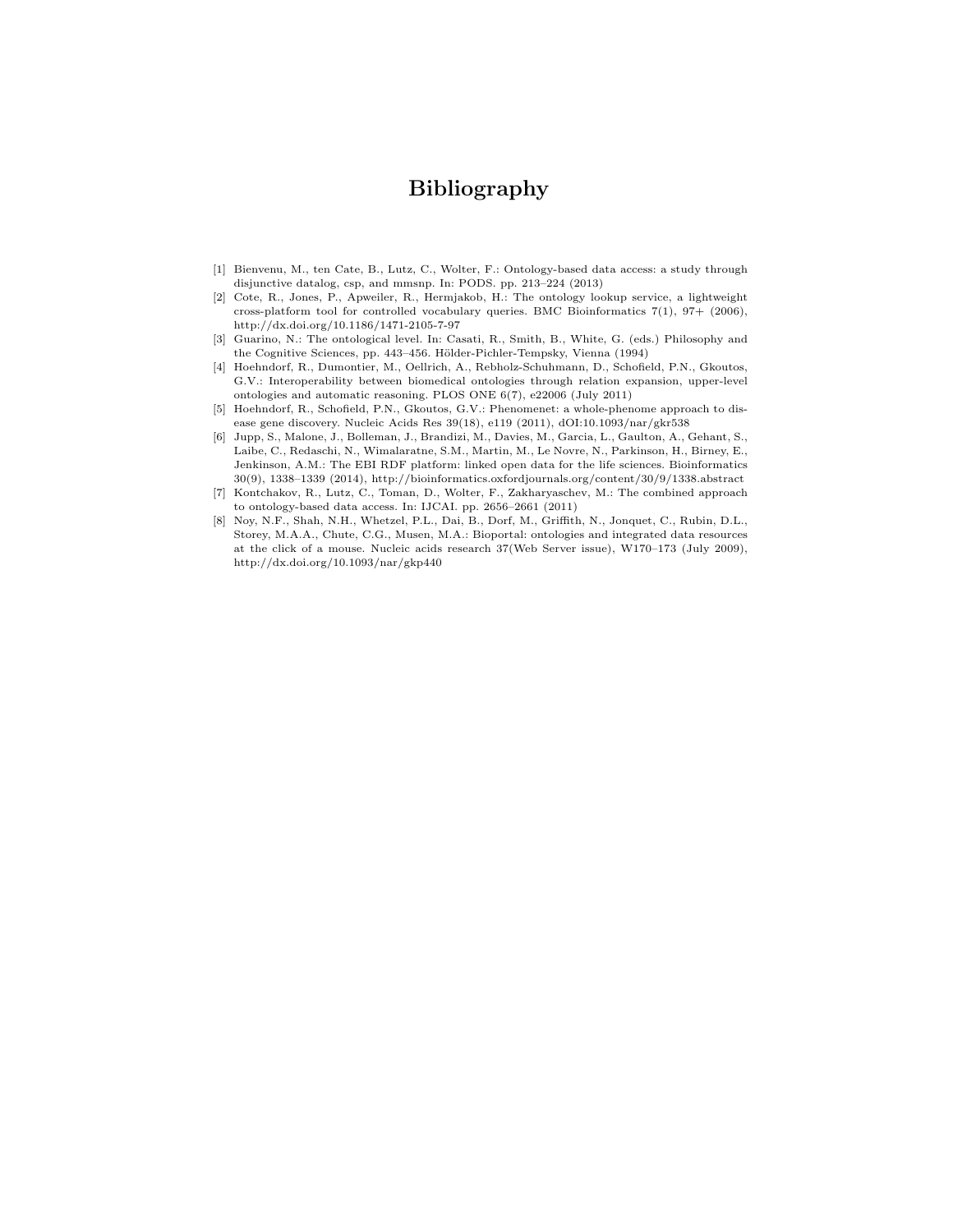# Bibliography

[1] Bienvenu, M., ten Cate, B., Lutz, C., Wolter, F.: Ontology-based data access: a study through disjunctive datalog, csp, and mmsnp. In: PODS. pp. 213–224 (2013)

[2] Cote, R., Jones, P., Apweiler, R., Hermjakob, H.: The ontology lookup service, a lightweight cross-platform tool for controlled vocabulary queries. BMC Bioinformatics 7(1), 97+ (2006), http://dx.doi.org/10.1186/1471-2105-7-97

[3] Guarino, N.: The ontological level. In: Casati, R., Smith, B., White, G. (eds.) Philosophy and the Cognitive Sciences, pp. 443–456. Hölder-Pichler-Tempsky, Vienna (1994)

[4] Hoehndorf, R., Dumontier, M., Oellrich, A., Rebholz-Schuhmann, D., Schofield, P.N., Gkoutos, G.V.: Interoperability between biomedical ontologies through relation expansion, upper-level ontologies and automatic reasoning. PLOS ONE 6(7), e22006 (July 2011)

[5] Hoehndorf, R., Schofield, P.N., Gkoutos, G.V.: Phenomenet: a whole-phenome approach to disease gene discovery. Nucleic Acids Res 39(18), e119 (2011), dOI:10.1093/nar/gkr538

[6] Jupp, S., Malone, J., Bolleman, J., Brandizi, M., Davies, M., Garcia, L., Gaulton, A., Gehant, S., Laibe, C., Redaschi, N., Wimalaratne, S.M., Martin, M., Le Novre, N., Parkinson, H., Birney, E., Jenkinson, A.M.: The EBI RDF platform: linked open data for the life sciences. Bioinformatics 30(9), 1338–1339 (2014), http://bioinformatics.oxfordjournals.org/content/30/9/1338.abstract

[7] Kontchakov, R., Lutz, C., Toman, D., Wolter, F., Zakharyaschev, M.: The combined approach to ontology-based data access. In: IJCAI. pp. 2656–2661 (2011)

[8] Noy, N.F., Shah, N.H., Whetzel, P.L., Dai, B., Dorf, M., Griffith, N., Jonquet, C., Rubin, D.L., Storey, M.A.A., Chute, C.G., Musen, M.A.: Bioportal: ontologies and integrated data resources at the click of a mouse. Nucleic acids research 37(Web Server issue), W170–173 (July 2009), http://dx.doi.org/10.1093/nar/gkp440